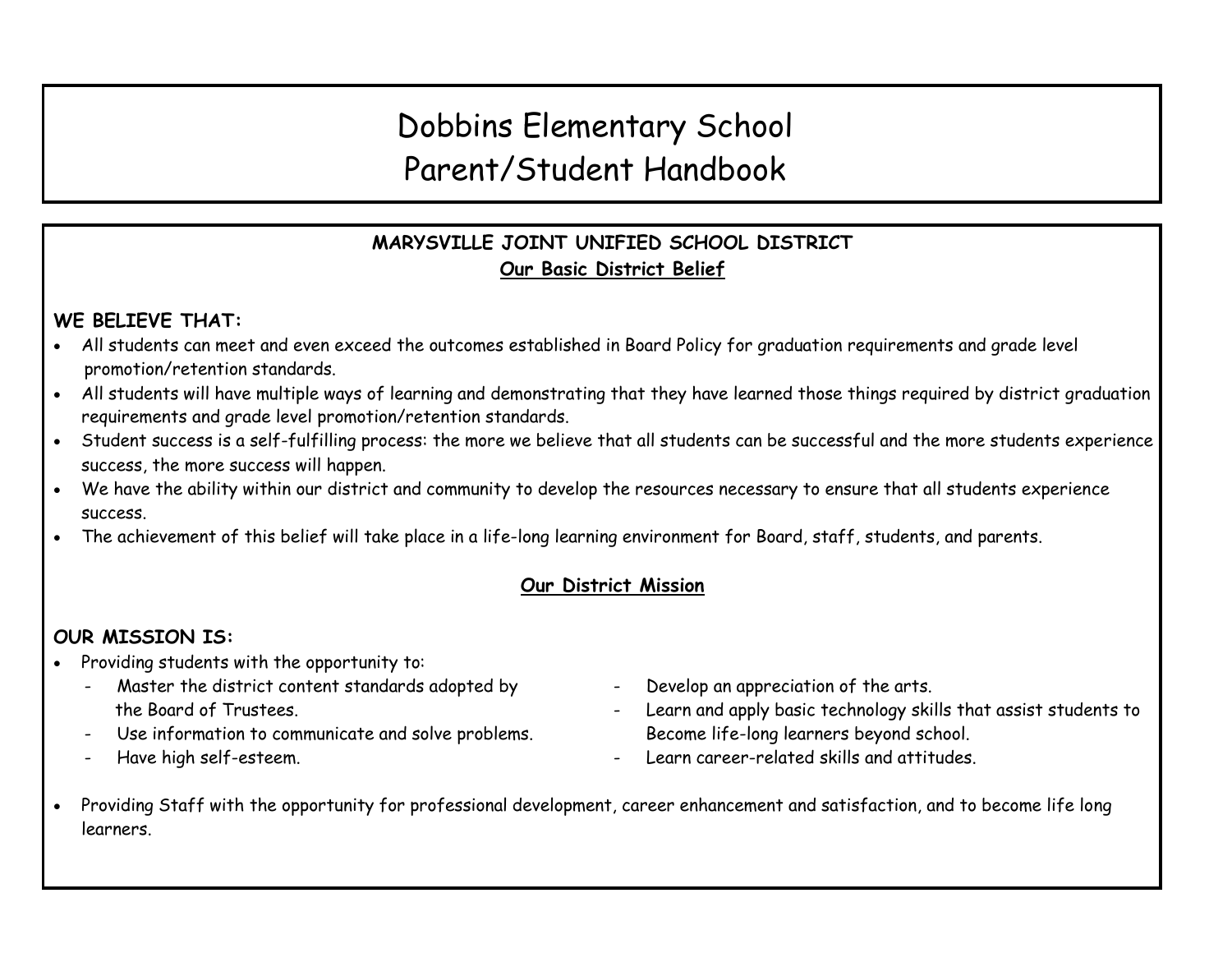# Dobbins Elementary School
# Parent/Student Handbook

## MARYSVILLE JOINT UNIFIED SCHOOL DISTRICT

### Our Basic District Belief

**WE BELIEVE THAT:**

- All students can meet and even exceed the outcomes established in Board Policy for graduation requirements and grade level promotion/retention standards.
- All students will have multiple ways of learning and demonstrating that they have learned those things required by district graduation requirements and grade level promotion/retention standards.
- Student success is a self-fulfilling process: the more we believe that all students can be successful and the more students experience success, the more success will happen.
- We have the ability within our district and community to develop the resources necessary to ensure that all students experience success.
- The achievement of this belief will take place in a life-long learning environment for Board, staff, students, and parents.

### Our District Mission

**OUR MISSION IS:**

- Providing students with the opportunity to:
  - Master the district content standards adopted by the Board of Trustees.
  - Use information to communicate and solve problems.
  - Have high self-esteem.
  - Develop an appreciation of the arts.
  - Learn and apply basic technology skills that assist students to Become life-long learners beyond school.
  - Learn career-related skills and attitudes.
- Providing Staff with the opportunity for professional development, career enhancement and satisfaction, and to become life long learners.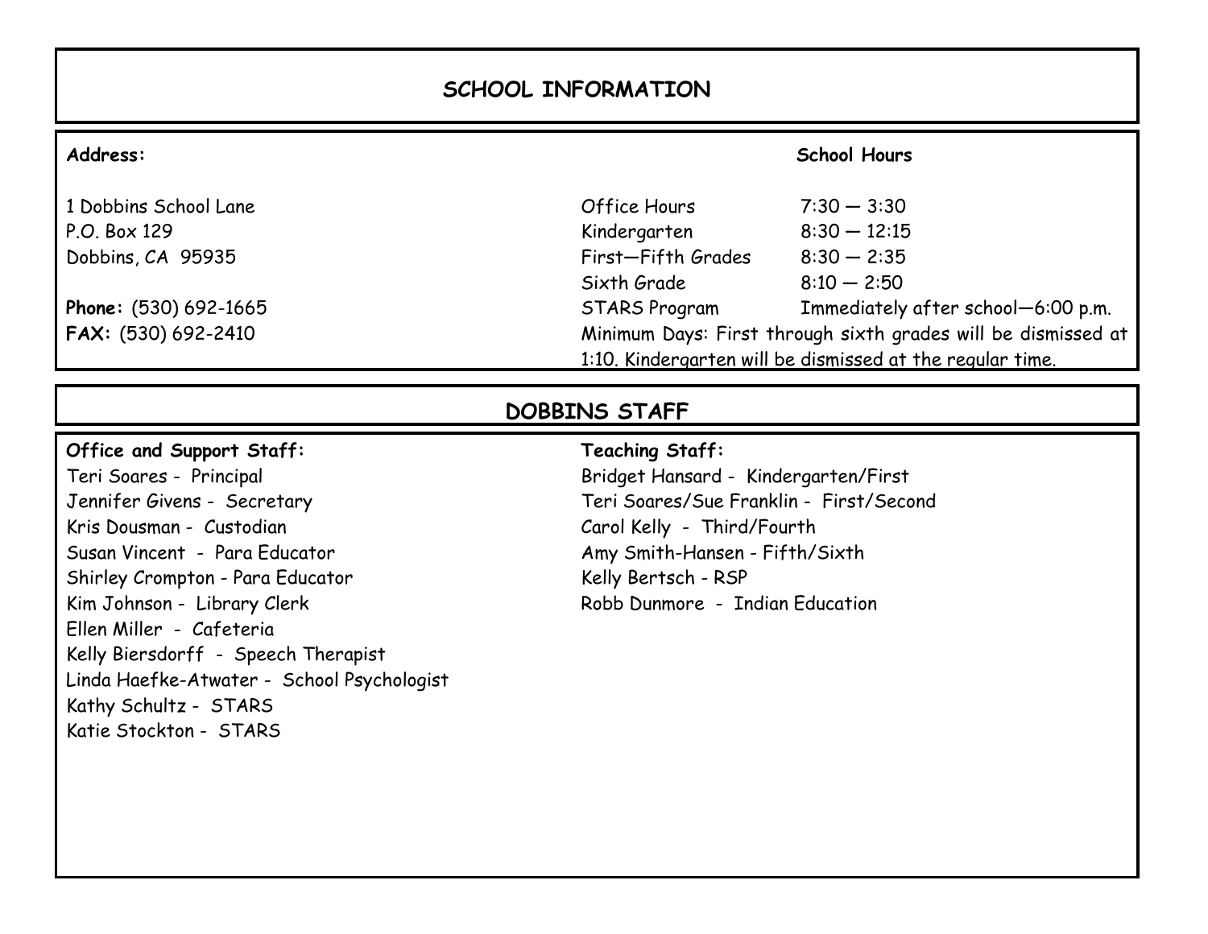## SCHOOL INFORMATION

**Address:**

1 Dobbins School Lane
P.O. Box 129
Dobbins, CA 95935

**Phone:** (530) 692-1665
**FAX:** (530) 692-2410

**School Hours**

| | |
|---|---|
| Office Hours | 7:30 — 3:30 |
| Kindergarten | 8:30 — 12:15 |
| First—Fifth Grades | 8:30 — 2:35 |
| Sixth Grade | 8:10 — 2:50 |
| STARS Program | Immediately after school—6:00 p.m. |

Minimum Days: First through sixth grades will be dismissed at 1:10. Kindergarten will be dismissed at the regular time.

## DOBBINS STAFF

**Office and Support Staff:**

Teri Soares - Principal
Jennifer Givens - Secretary
Kris Dousman - Custodian
Susan Vincent - Para Educator
Shirley Crompton - Para Educator
Kim Johnson - Library Clerk
Ellen Miller - Cafeteria
Kelly Biersdorff - Speech Therapist
Linda Haefke-Atwater - School Psychologist
Kathy Schultz - STARS
Katie Stockton - STARS

**Teaching Staff:**

Bridget Hansard - Kindergarten/First
Teri Soares/Sue Franklin - First/Second
Carol Kelly - Third/Fourth
Amy Smith-Hansen - Fifth/Sixth
Kelly Bertsch - RSP
Robb Dunmore - Indian Education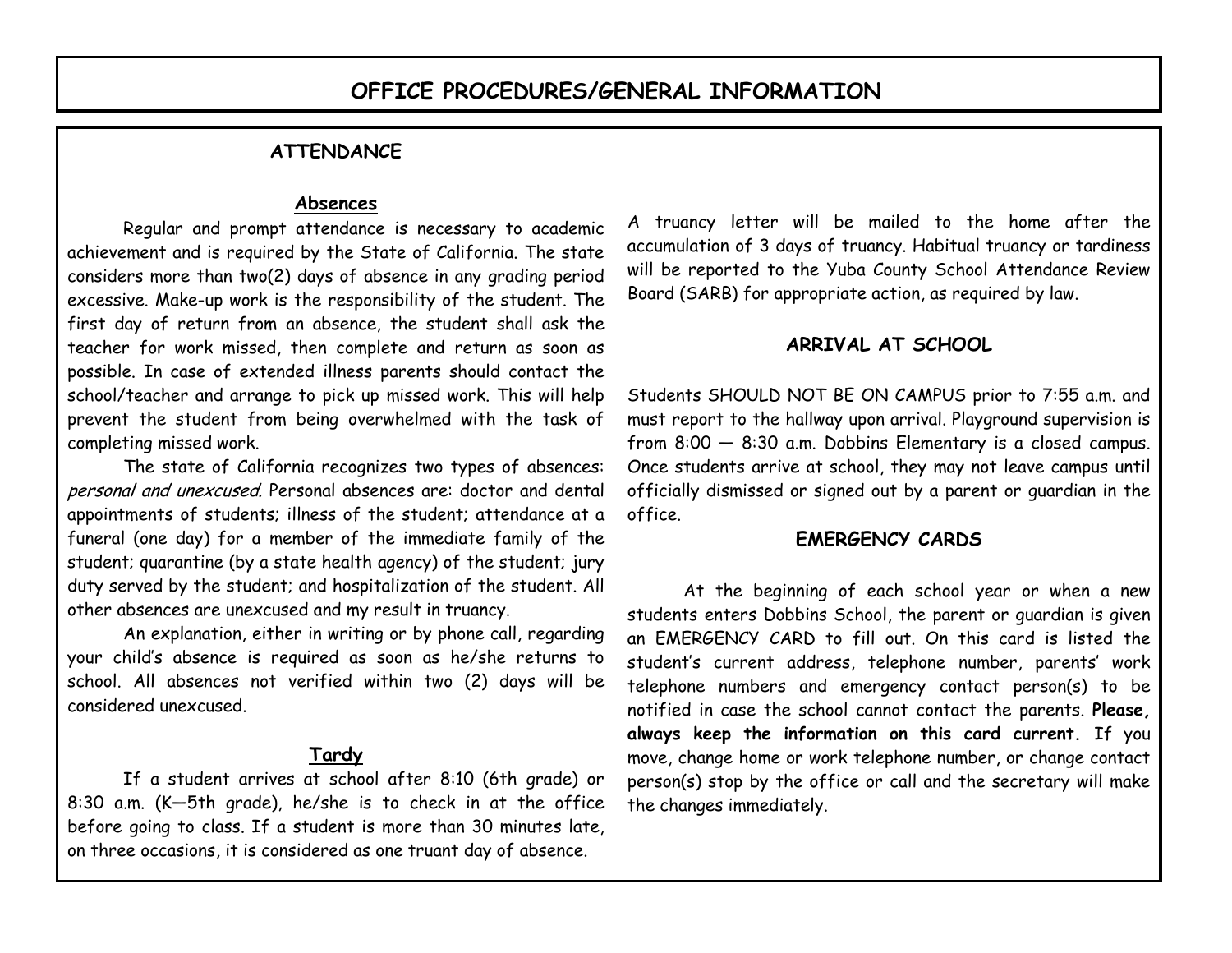# OFFICE PROCEDURES/GENERAL INFORMATION

## ATTENDANCE

### Absences

Regular and prompt attendance is necessary to academic achievement and is required by the State of California. The state considers more than two(2) days of absence in any grading period excessive. Make-up work is the responsibility of the student. The first day of return from an absence, the student shall ask the teacher for work missed, then complete and return as soon as possible. In case of extended illness parents should contact the school/teacher and arrange to pick up missed work. This will help prevent the student from being overwhelmed with the task of completing missed work.

The state of California recognizes two types of absences: *personal and unexcused.* Personal absences are: doctor and dental appointments of students; illness of the student; attendance at a funeral (one day) for a member of the immediate family of the student; quarantine (by a state health agency) of the student; jury duty served by the student; and hospitalization of the student. All other absences are unexcused and my result in truancy.

An explanation, either in writing or by phone call, regarding your child's absence is required as soon as he/she returns to school. All absences not verified within two (2) days will be considered unexcused.

### Tardy

If a student arrives at school after 8:10 (6th grade) or 8:30 a.m. (K—5th grade), he/she is to check in at the office before going to class. If a student is more than 30 minutes late, on three occasions, it is considered as one truant day of absence.

A truancy letter will be mailed to the home after the accumulation of 3 days of truancy. Habitual truancy or tardiness will be reported to the Yuba County School Attendance Review Board (SARB) for appropriate action, as required by law.

## ARRIVAL AT SCHOOL

Students SHOULD NOT BE ON CAMPUS prior to 7:55 a.m. and must report to the hallway upon arrival. Playground supervision is from 8:00 — 8:30 a.m. Dobbins Elementary is a closed campus. Once students arrive at school, they may not leave campus until officially dismissed or signed out by a parent or guardian in the office.

## EMERGENCY CARDS

At the beginning of each school year or when a new students enters Dobbins School, the parent or guardian is given an EMERGENCY CARD to fill out. On this card is listed the student's current address, telephone number, parents' work telephone numbers and emergency contact person(s) to be notified in case the school cannot contact the parents. **Please, always keep the information on this card current.** If you move, change home or work telephone number, or change contact person(s) stop by the office or call and the secretary will make the changes immediately.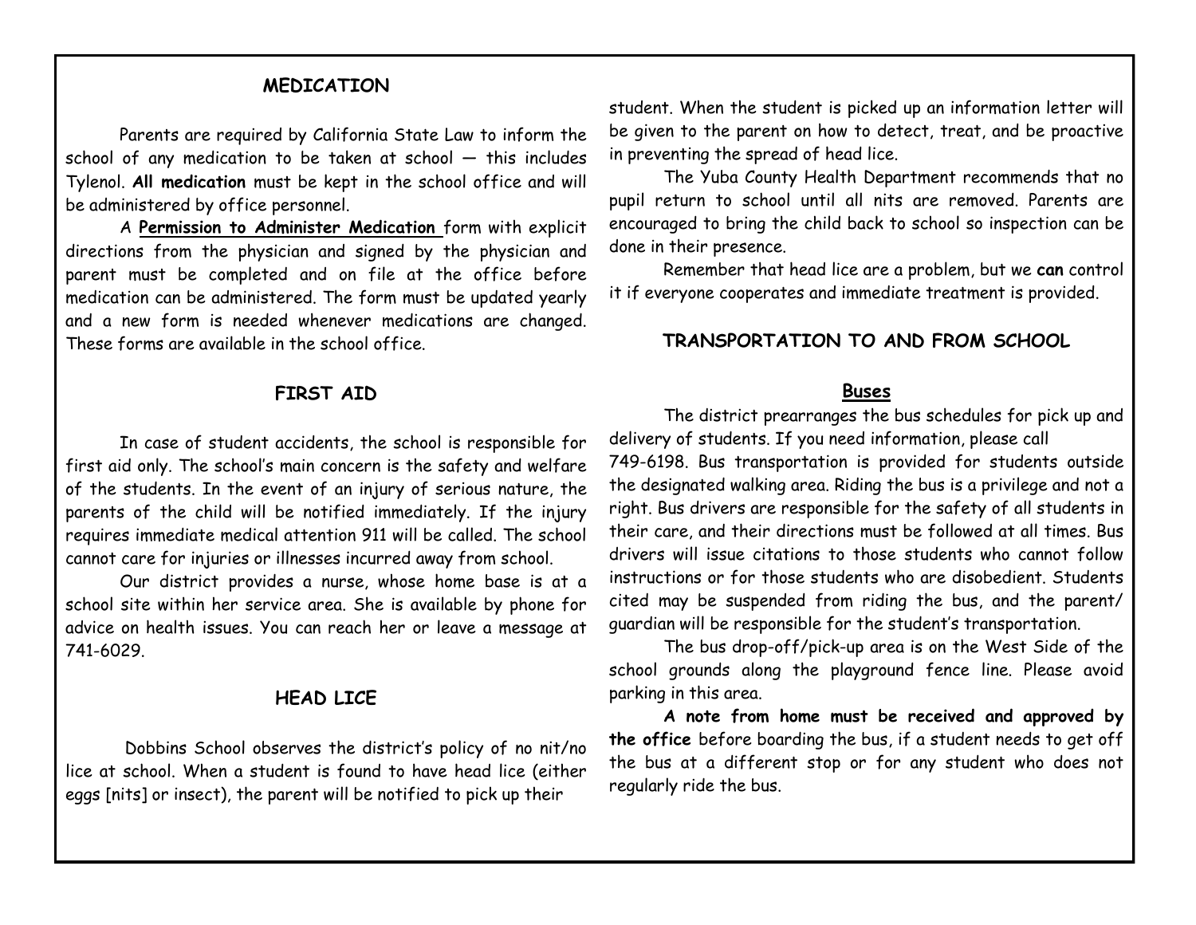## MEDICATION

Parents are required by California State Law to inform the school of any medication to be taken at school — this includes Tylenol. **All medication** must be kept in the school office and will be administered by office personnel.

A **Permission to Administer Medication** form with explicit directions from the physician and signed by the physician and parent must be completed and on file at the office before medication can be administered. The form must be updated yearly and a new form is needed whenever medications are changed. These forms are available in the school office.

## FIRST AID

In case of student accidents, the school is responsible for first aid only. The school's main concern is the safety and welfare of the students. In the event of an injury of serious nature, the parents of the child will be notified immediately. If the injury requires immediate medical attention 911 will be called. The school cannot care for injuries or illnesses incurred away from school.

Our district provides a nurse, whose home base is at a school site within her service area. She is available by phone for advice on health issues. You can reach her or leave a message at 741-6029.

## HEAD LICE

Dobbins School observes the district's policy of no nit/no lice at school. When a student is found to have head lice (either eggs [nits] or insect), the parent will be notified to pick up their student. When the student is picked up an information letter will be given to the parent on how to detect, treat, and be proactive in preventing the spread of head lice.

The Yuba County Health Department recommends that no pupil return to school until all nits are removed. Parents are encouraged to bring the child back to school so inspection can be done in their presence.

Remember that head lice are a problem, but we **can** control it if everyone cooperates and immediate treatment is provided.

## TRANSPORTATION TO AND FROM SCHOOL

### Buses

The district prearranges the bus schedules for pick up and delivery of students. If you need information, please call 749-6198. Bus transportation is provided for students outside the designated walking area. Riding the bus is a privilege and not a right. Bus drivers are responsible for the safety of all students in their care, and their directions must be followed at all times. Bus drivers will issue citations to those students who cannot follow instructions or for those students who are disobedient. Students cited may be suspended from riding the bus, and the parent/guardian will be responsible for the student's transportation.

The bus drop-off/pick-up area is on the West Side of the school grounds along the playground fence line. Please avoid parking in this area.

**A note from home must be received and approved by the office** before boarding the bus, if a student needs to get off the bus at a different stop or for any student who does not regularly ride the bus.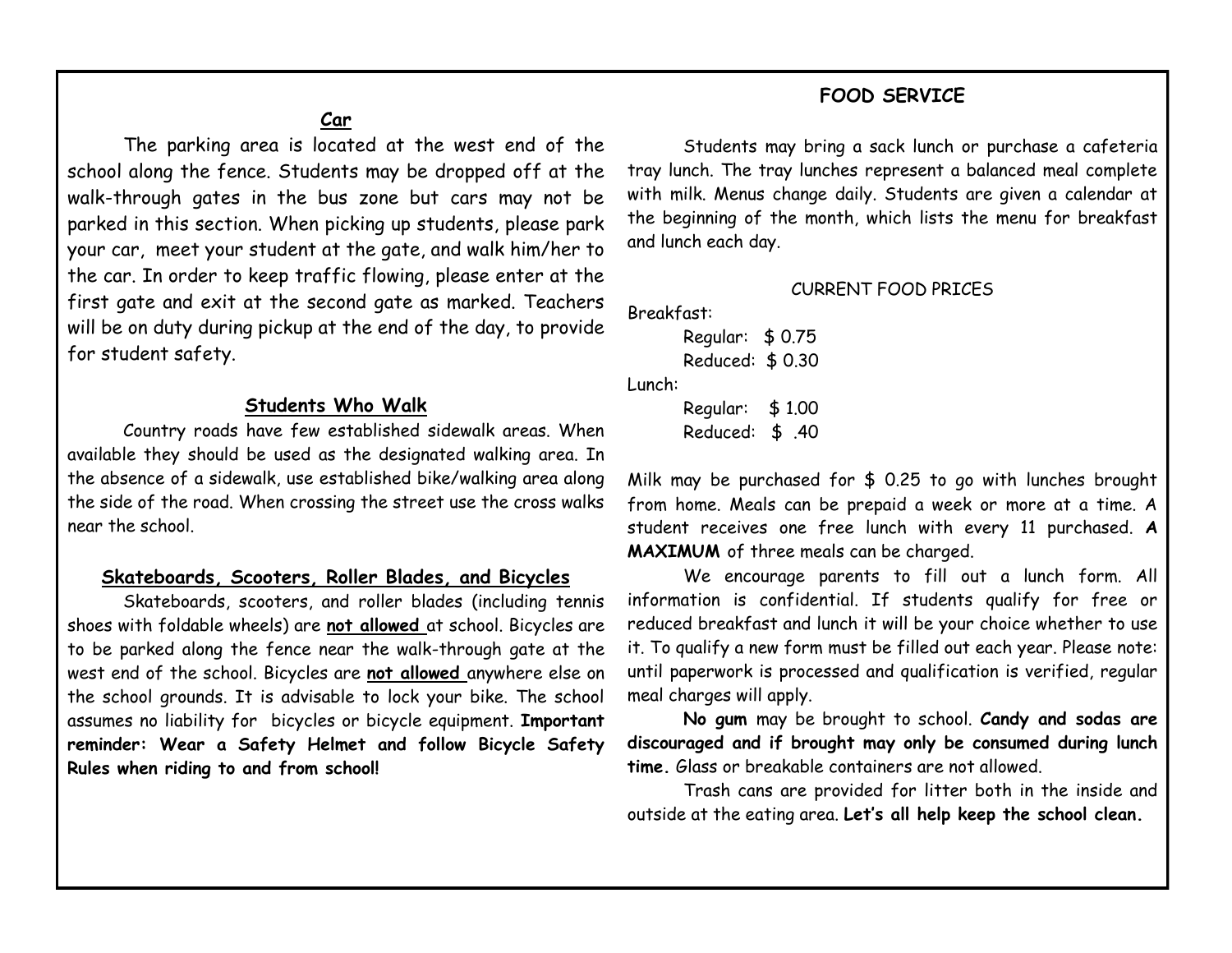## Car

The parking area is located at the west end of the school along the fence. Students may be dropped off at the walk-through gates in the bus zone but cars may not be parked in this section. When picking up students, please park your car, meet your student at the gate, and walk him/her to the car. In order to keep traffic flowing, please enter at the first gate and exit at the second gate as marked. Teachers will be on duty during pickup at the end of the day, to provide for student safety.

## Students Who Walk

Country roads have few established sidewalk areas. When available they should be used as the designated walking area. In the absence of a sidewalk, use established bike/walking area along the side of the road. When crossing the street use the cross walks near the school.

## Skateboards, Scooters, Roller Blades, and Bicycles

Skateboards, scooters, and roller blades (including tennis shoes with foldable wheels) are **not allowed** at school. Bicycles are to be parked along the fence near the walk-through gate at the west end of the school. Bicycles are **not allowed** anywhere else on the school grounds. It is advisable to lock your bike. The school assumes no liability for bicycles or bicycle equipment. **Important reminder: Wear a Safety Helmet and follow Bicycle Safety Rules when riding to and from school!**

## FOOD SERVICE

Students may bring a sack lunch or purchase a cafeteria tray lunch. The tray lunches represent a balanced meal complete with milk. Menus change daily. Students are given a calendar at the beginning of the month, which lists the menu for breakfast and lunch each day.

CURRENT FOOD PRICES

Breakfast:
- Regular: $ 0.75
- Reduced: $ 0.30

Lunch:
- Regular: $ 1.00
- Reduced: $ .40

Milk may be purchased for $ 0.25 to go with lunches brought from home. Meals can be prepaid a week or more at a time. A student receives one free lunch with every 11 purchased. **A MAXIMUM** of three meals can be charged.

We encourage parents to fill out a lunch form. All information is confidential. If students qualify for free or reduced breakfast and lunch it will be your choice whether to use it. To qualify a new form must be filled out each year. Please note: until paperwork is processed and qualification is verified, regular meal charges will apply.

**No gum** may be brought to school. **Candy and sodas are discouraged and if brought may only be consumed during lunch time.** Glass or breakable containers are not allowed.

Trash cans are provided for litter both in the inside and outside at the eating area. **Let's all help keep the school clean.**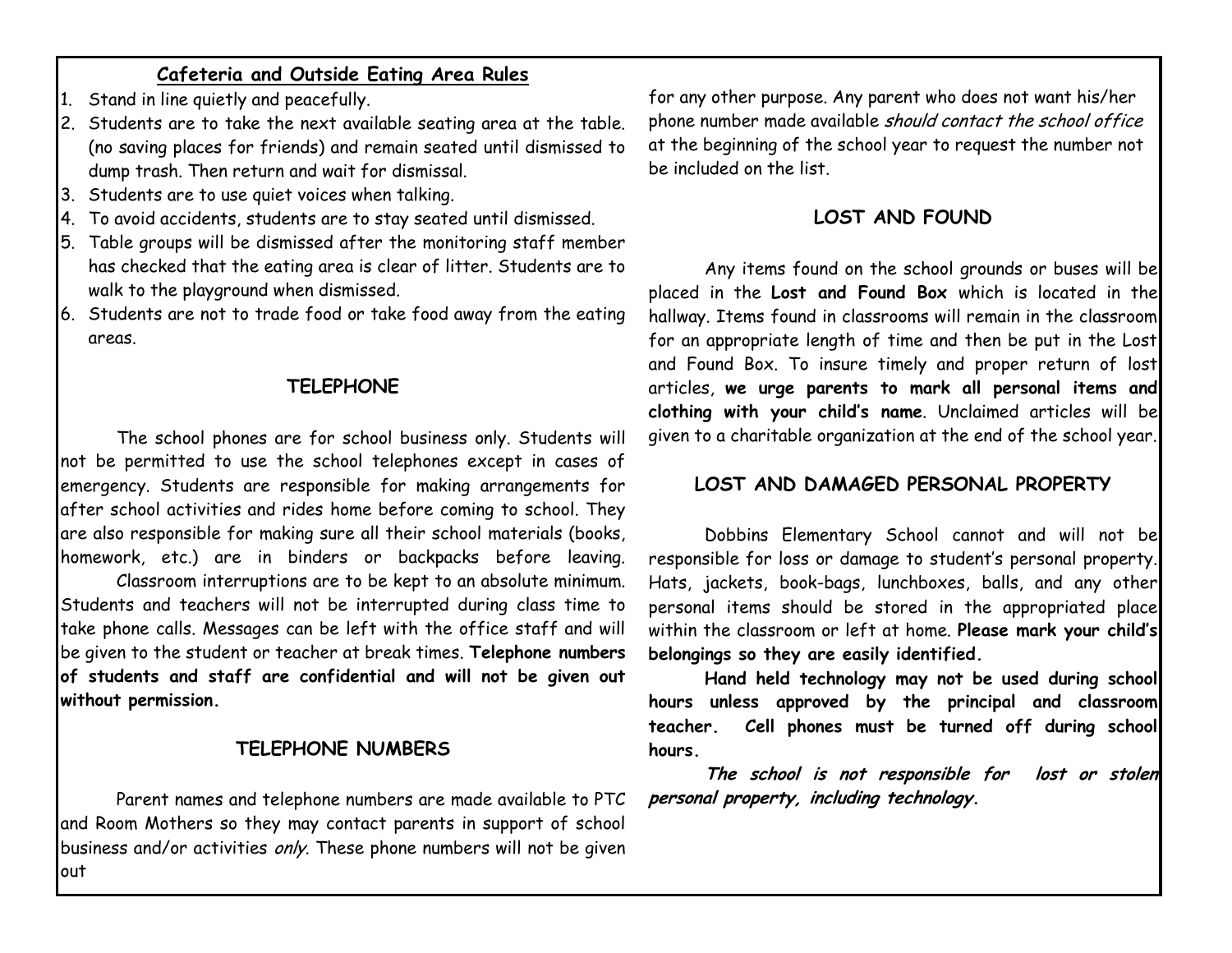## Cafeteria and Outside Eating Area Rules

1. Stand in line quietly and peacefully.
2. Students are to take the next available seating area at the table. (no saving places for friends) and remain seated until dismissed to dump trash. Then return and wait for dismissal.
3. Students are to use quiet voices when talking.
4. To avoid accidents, students are to stay seated until dismissed.
5. Table groups will be dismissed after the monitoring staff member has checked that the eating area is clear of litter. Students are to walk to the playground when dismissed.
6. Students are not to trade food or take food away from the eating areas.

## TELEPHONE

The school phones are for school business only. Students will not be permitted to use the school telephones except in cases of emergency. Students are responsible for making arrangements for after school activities and rides home before coming to school. They are also responsible for making sure all their school materials (books, homework, etc.) are in binders or backpacks before leaving.

Classroom interruptions are to be kept to an absolute minimum. Students and teachers will not be interrupted during class time to take phone calls. Messages can be left with the office staff and will be given to the student or teacher at break times. **Telephone numbers of students and staff are confidential and will not be given out without permission.**

## TELEPHONE NUMBERS

Parent names and telephone numbers are made available to PTC and Room Mothers so they may contact parents in support of school business and/or activities *only*. These phone numbers will not be given out for any other purpose. Any parent who does not want his/her phone number made available *should contact the school office* at the beginning of the school year to request the number not be included on the list.

## LOST AND FOUND

Any items found on the school grounds or buses will be placed in the **Lost and Found Box** which is located in the hallway. Items found in classrooms will remain in the classroom for an appropriate length of time and then be put in the Lost and Found Box. To insure timely and proper return of lost articles, **we urge parents to mark all personal items and clothing with your child's name**. Unclaimed articles will be given to a charitable organization at the end of the school year.

## LOST AND DAMAGED PERSONAL PROPERTY

Dobbins Elementary School cannot and will not be responsible for loss or damage to student's personal property. Hats, jackets, book-bags, lunchboxes, balls, and any other personal items should be stored in the appropriated place within the classroom or left at home. **Please mark your child's belongings so they are easily identified.**

**Hand held technology may not be used during school hours unless approved by the principal and classroom teacher. Cell phones must be turned off during school hours.**

***The school is not responsible for lost or stolen personal property, including technology.***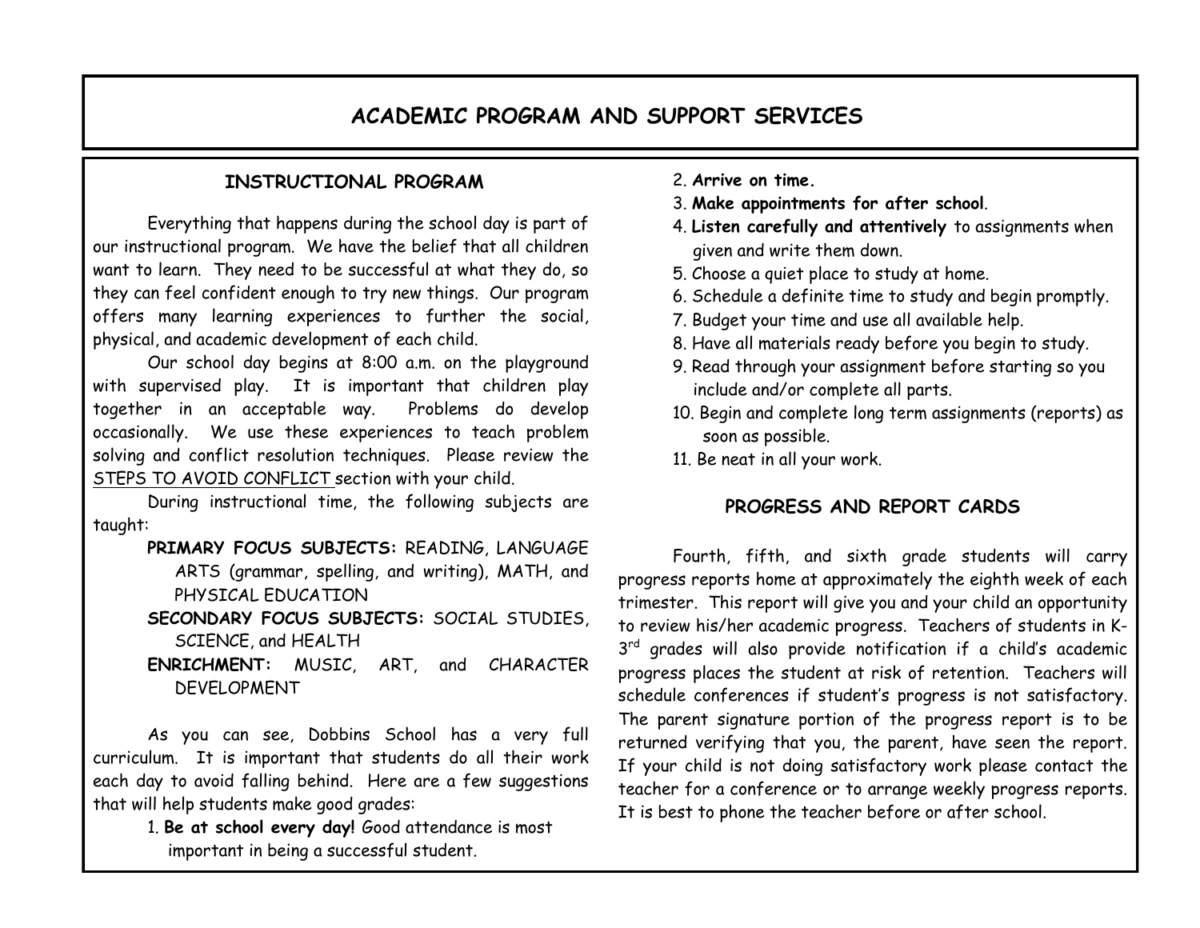# ACADEMIC PROGRAM AND SUPPORT SERVICES

## INSTRUCTIONAL PROGRAM

Everything that happens during the school day is part of our instructional program. We have the belief that all children want to learn. They need to be successful at what they do, so they can feel confident enough to try new things. Our program offers many learning experiences to further the social, physical, and academic development of each child.

Our school day begins at 8:00 a.m. on the playground with supervised play. It is important that children play together in an acceptable way. Problems do develop occasionally. We use these experiences to teach problem solving and conflict resolution techniques. Please review the STEPS TO AVOID CONFLICT section with your child.

During instructional time, the following subjects are taught:

**PRIMARY FOCUS SUBJECTS:** READING, LANGUAGE ARTS (grammar, spelling, and writing), MATH, and PHYSICAL EDUCATION

**SECONDARY FOCUS SUBJECTS:** SOCIAL STUDIES, SCIENCE, and HEALTH

**ENRICHMENT:** MUSIC, ART, and CHARACTER DEVELOPMENT

As you can see, Dobbins School has a very full curriculum. It is important that students do all their work each day to avoid falling behind. Here are a few suggestions that will help students make good grades:

1. **Be at school every day!** Good attendance is most important in being a successful student.
2. **Arrive on time.**
3. **Make appointments for after school**.
4. **Listen carefully and attentively** to assignments when given and write them down.
5. Choose a quiet place to study at home.
6. Schedule a definite time to study and begin promptly.
7. Budget your time and use all available help.
8. Have all materials ready before you begin to study.
9. Read through your assignment before starting so you include and/or complete all parts.
10. Begin and complete long term assignments (reports) as soon as possible.
11. Be neat in all your work.

## PROGRESS AND REPORT CARDS

Fourth, fifth, and sixth grade students will carry progress reports home at approximately the eighth week of each trimester. This report will give you and your child an opportunity to review his/her academic progress. Teachers of students in K-3rd grades will also provide notification if a child's academic progress places the student at risk of retention. Teachers will schedule conferences if student's progress is not satisfactory. The parent signature portion of the progress report is to be returned verifying that you, the parent, have seen the report. If your child is not doing satisfactory work please contact the teacher for a conference or to arrange weekly progress reports. It is best to phone the teacher before or after school.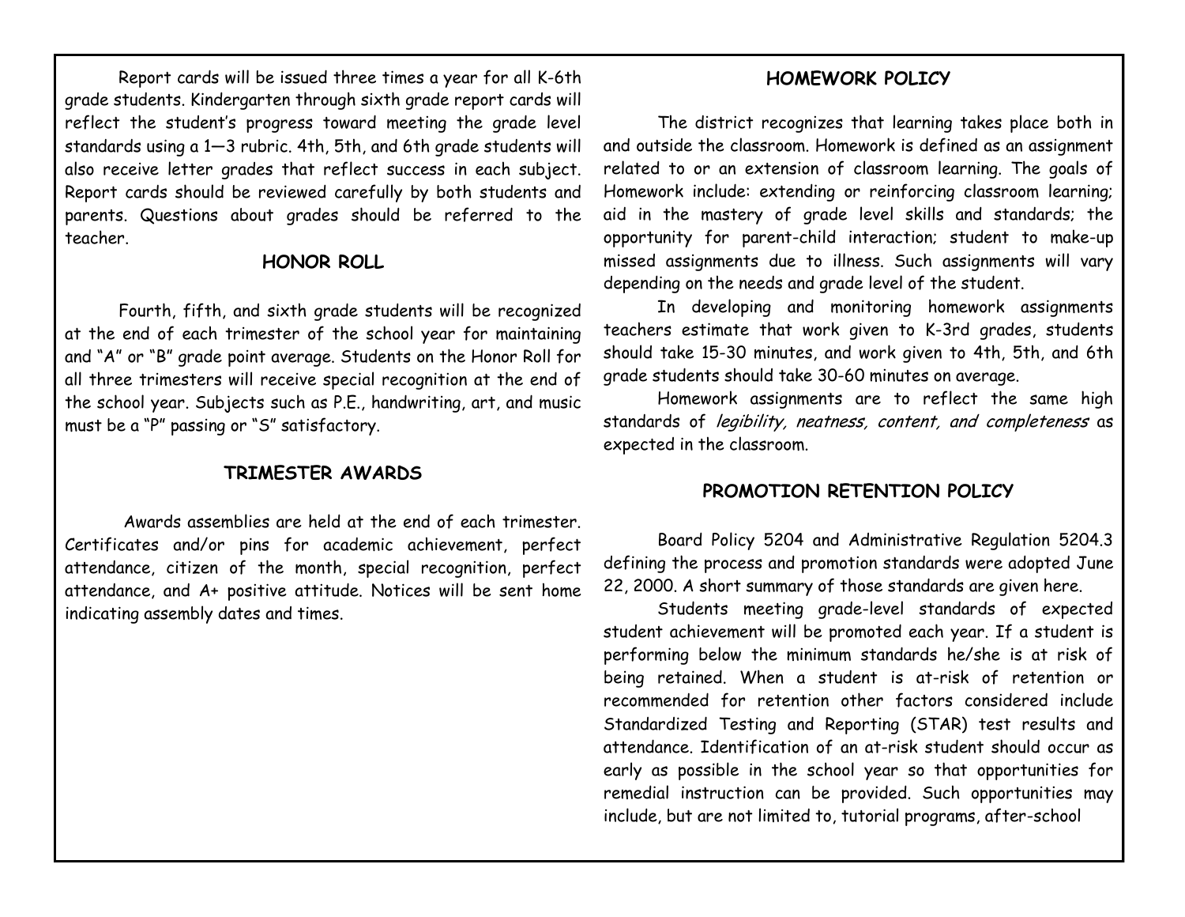Report cards will be issued three times a year for all K-6th grade students. Kindergarten through sixth grade report cards will reflect the student's progress toward meeting the grade level standards using a 1—3 rubric. 4th, 5th, and 6th grade students will also receive letter grades that reflect success in each subject. Report cards should be reviewed carefully by both students and parents. Questions about grades should be referred to the teacher.

## HONOR ROLL

Fourth, fifth, and sixth grade students will be recognized at the end of each trimester of the school year for maintaining and "A" or "B" grade point average. Students on the Honor Roll for all three trimesters will receive special recognition at the end of the school year. Subjects such as P.E., handwriting, art, and music must be a "P" passing or "S" satisfactory.

## TRIMESTER AWARDS

Awards assemblies are held at the end of each trimester. Certificates and/or pins for academic achievement, perfect attendance, citizen of the month, special recognition, perfect attendance, and A+ positive attitude. Notices will be sent home indicating assembly dates and times.

## HOMEWORK POLICY

The district recognizes that learning takes place both in and outside the classroom. Homework is defined as an assignment related to or an extension of classroom learning. The goals of Homework include: extending or reinforcing classroom learning; aid in the mastery of grade level skills and standards; the opportunity for parent-child interaction; student to make-up missed assignments due to illness. Such assignments will vary depending on the needs and grade level of the student.

In developing and monitoring homework assignments teachers estimate that work given to K-3rd grades, students should take 15-30 minutes, and work given to 4th, 5th, and 6th grade students should take 30-60 minutes on average.

Homework assignments are to reflect the same high standards of *legibility, neatness, content, and completeness* as expected in the classroom.

## PROMOTION RETENTION POLICY

Board Policy 5204 and Administrative Regulation 5204.3 defining the process and promotion standards were adopted June 22, 2000. A short summary of those standards are given here.

Students meeting grade-level standards of expected student achievement will be promoted each year. If a student is performing below the minimum standards he/she is at risk of being retained. When a student is at-risk of retention or recommended for retention other factors considered include Standardized Testing and Reporting (STAR) test results and attendance. Identification of an at-risk student should occur as early as possible in the school year so that opportunities for remedial instruction can be provided. Such opportunities may include, but are not limited to, tutorial programs, after-school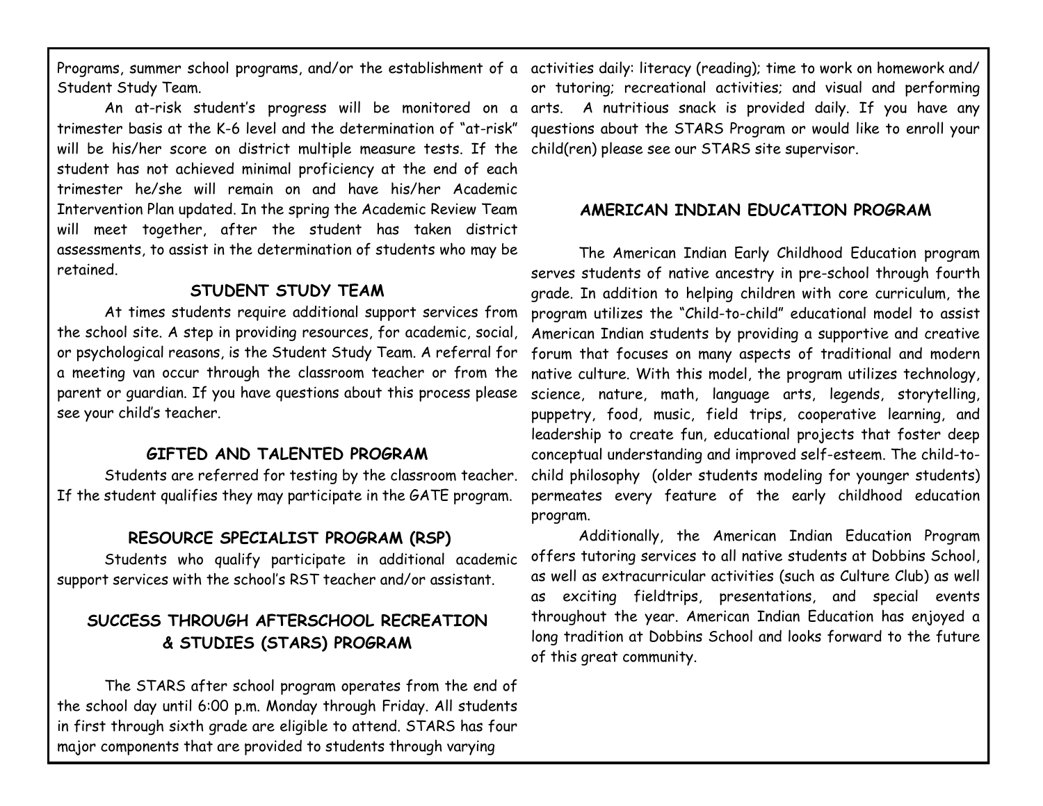Programs, summer school programs, and/or the establishment of a Student Study Team.

An at-risk student's progress will be monitored on a trimester basis at the K-6 level and the determination of "at-risk" will be his/her score on district multiple measure tests. If the student has not achieved minimal proficiency at the end of each trimester he/she will remain on and have his/her Academic Intervention Plan updated. In the spring the Academic Review Team will meet together, after the student has taken district assessments, to assist in the determination of students who may be retained.

## STUDENT STUDY TEAM

At times students require additional support services from the school site. A step in providing resources, for academic, social, or psychological reasons, is the Student Study Team. A referral for a meeting van occur through the classroom teacher or from the parent or guardian. If you have questions about this process please see your child's teacher.

## GIFTED AND TALENTED PROGRAM

Students are referred for testing by the classroom teacher. If the student qualifies they may participate in the GATE program.

## RESOURCE SPECIALIST PROGRAM (RSP)

Students who qualify participate in additional academic support services with the school's RST teacher and/or assistant.

## SUCCESS THROUGH AFTERSCHOOL RECREATION & STUDIES (STARS) PROGRAM

The STARS after school program operates from the end of the school day until 6:00 p.m. Monday through Friday. All students in first through sixth grade are eligible to attend. STARS has four major components that are provided to students through varying activities daily: literacy (reading); time to work on homework and/or tutoring; recreational activities; and visual and performing arts. A nutritious snack is provided daily. If you have any questions about the STARS Program or would like to enroll your child(ren) please see our STARS site supervisor.

## AMERICAN INDIAN EDUCATION PROGRAM

The American Indian Early Childhood Education program serves students of native ancestry in pre-school through fourth grade. In addition to helping children with core curriculum, the program utilizes the "Child-to-child" educational model to assist American Indian students by providing a supportive and creative forum that focuses on many aspects of traditional and modern native culture. With this model, the program utilizes technology, science, nature, math, language arts, legends, storytelling, puppetry, food, music, field trips, cooperative learning, and leadership to create fun, educational projects that foster deep conceptual understanding and improved self-esteem. The child-to-child philosophy (older students modeling for younger students) permeates every feature of the early childhood education program.

Additionally, the American Indian Education Program offers tutoring services to all native students at Dobbins School, as well as extracurricular activities (such as Culture Club) as well as exciting fieldtrips, presentations, and special events throughout the year. American Indian Education has enjoyed a long tradition at Dobbins School and looks forward to the future of this great community.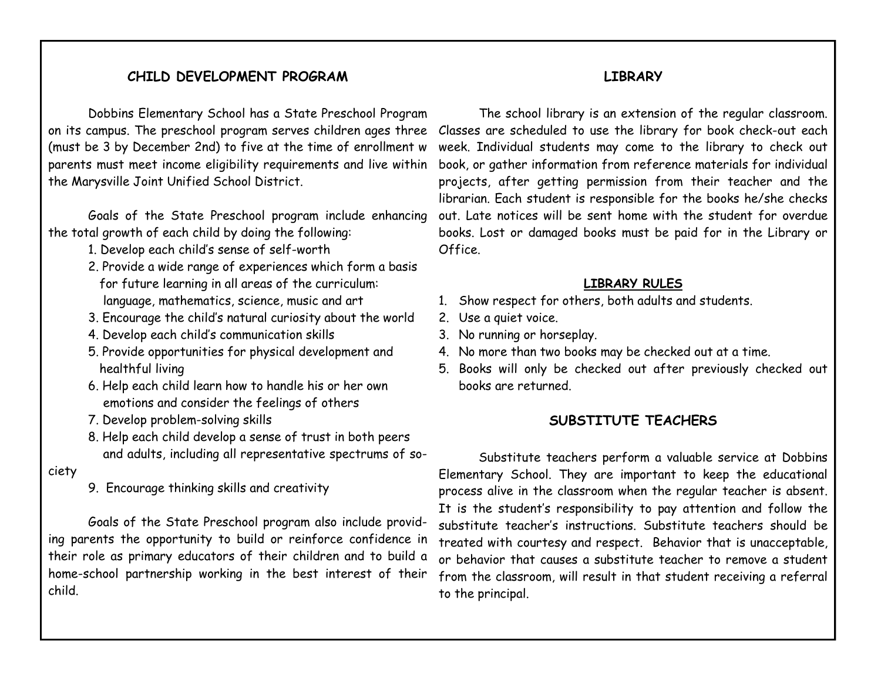## CHILD DEVELOPMENT PROGRAM

Dobbins Elementary School has a State Preschool Program on its campus. The preschool program serves children ages three (must be 3 by December 2nd) to five at the time of enrollment w parents must meet income eligibility requirements and live within the Marysville Joint Unified School District.

Goals of the State Preschool program include enhancing the total growth of each child by doing the following:

1. Develop each child's sense of self-worth
2. Provide a wide range of experiences which form a basis for future learning in all areas of the curriculum: language, mathematics, science, music and art
3. Encourage the child's natural curiosity about the world
4. Develop each child's communication skills
5. Provide opportunities for physical development and healthful living
6. Help each child learn how to handle his or her own emotions and consider the feelings of others
7. Develop problem-solving skills
8. Help each child develop a sense of trust in both peers and adults, including all representative spectrums of society
9. Encourage thinking skills and creativity

Goals of the State Preschool program also include providing parents the opportunity to build or reinforce confidence in their role as primary educators of their children and to build a home-school partnership working in the best interest of their child.

## LIBRARY

The school library is an extension of the regular classroom. Classes are scheduled to use the library for book check-out each week. Individual students may come to the library to check out book, or gather information from reference materials for individual projects, after getting permission from their teacher and the librarian. Each student is responsible for the books he/she checks out. Late notices will be sent home with the student for overdue books. Lost or damaged books must be paid for in the Library or Office.

### LIBRARY RULES

1. Show respect for others, both adults and students.
2. Use a quiet voice.
3. No running or horseplay.
4. No more than two books may be checked out at a time.
5. Books will only be checked out after previously checked out books are returned.

## SUBSTITUTE TEACHERS

Substitute teachers perform a valuable service at Dobbins Elementary School. They are important to keep the educational process alive in the classroom when the regular teacher is absent. It is the student's responsibility to pay attention and follow the substitute teacher's instructions. Substitute teachers should be treated with courtesy and respect. Behavior that is unacceptable, or behavior that causes a substitute teacher to remove a student from the classroom, will result in that student receiving a referral to the principal.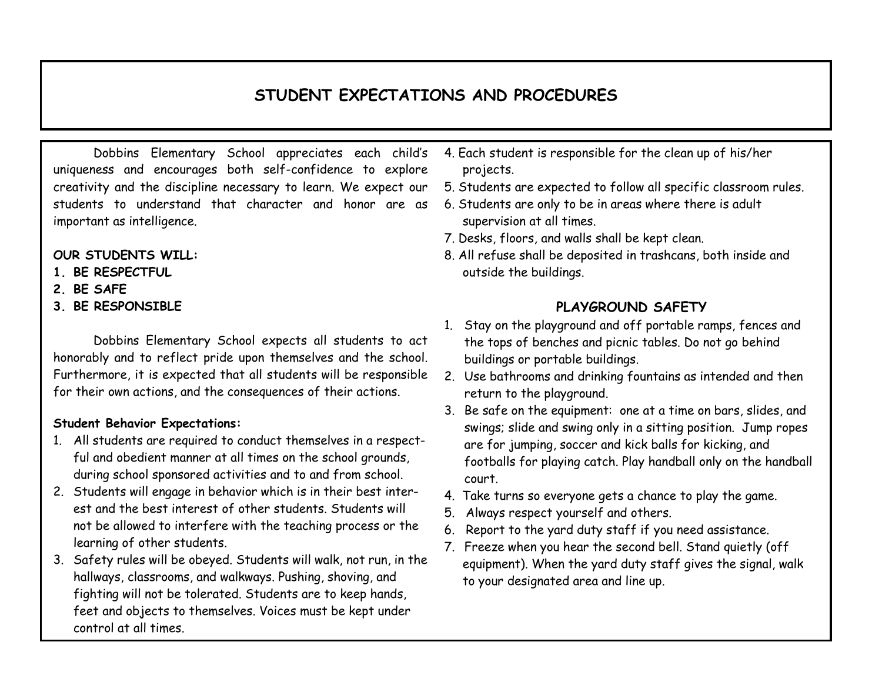# STUDENT EXPECTATIONS AND PROCEDURES

Dobbins Elementary School appreciates each child's uniqueness and encourages both self-confidence to explore creativity and the discipline necessary to learn. We expect our students to understand that character and honor are as important as intelligence.

**OUR STUDENTS WILL:**

1. **BE RESPECTFUL**
2. **BE SAFE**
3. **BE RESPONSIBLE**

Dobbins Elementary School expects all students to act honorably and to reflect pride upon themselves and the school. Furthermore, it is expected that all students will be responsible for their own actions, and the consequences of their actions.

**Student Behavior Expectations:**

1. All students are required to conduct themselves in a respectful and obedient manner at all times on the school grounds, during school sponsored activities and to and from school.
2. Students will engage in behavior which is in their best interest and the best interest of other students. Students will not be allowed to interfere with the teaching process or the learning of other students.
3. Safety rules will be obeyed. Students will walk, not run, in the hallways, classrooms, and walkways. Pushing, shoving, and fighting will not be tolerated. Students are to keep hands, feet and objects to themselves. Voices must be kept under control at all times.
4. Each student is responsible for the clean up of his/her projects.
5. Students are expected to follow all specific classroom rules.
6. Students are only to be in areas where there is adult supervision at all times.
7. Desks, floors, and walls shall be kept clean.
8. All refuse shall be deposited in trashcans, both inside and outside the buildings.

### PLAYGROUND SAFETY

1. Stay on the playground and off portable ramps, fences and the tops of benches and picnic tables. Do not go behind buildings or portable buildings.
2. Use bathrooms and drinking fountains as intended and then return to the playground.
3. Be safe on the equipment: one at a time on bars, slides, and swings; slide and swing only in a sitting position. Jump ropes are for jumping, soccer and kick balls for kicking, and footballs for playing catch. Play handball only on the handball court.
4. Take turns so everyone gets a chance to play the game.
5. Always respect yourself and others.
6. Report to the yard duty staff if you need assistance.
7. Freeze when you hear the second bell. Stand quietly (off equipment). When the yard duty staff gives the signal, walk to your designated area and line up.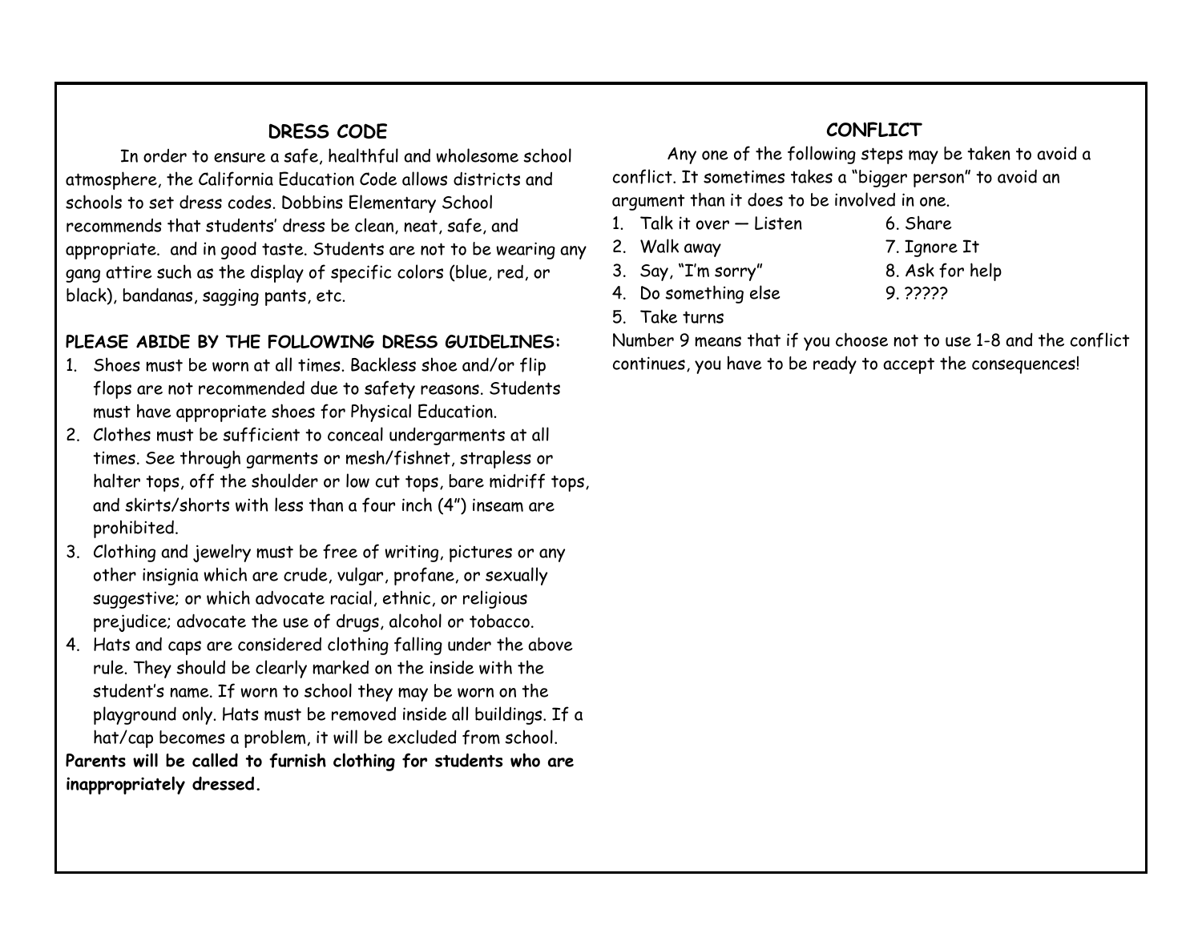## DRESS CODE

In order to ensure a safe, healthful and wholesome school atmosphere, the California Education Code allows districts and schools to set dress codes. Dobbins Elementary School recommends that students' dress be clean, neat, safe, and appropriate. and in good taste. Students are not to be wearing any gang attire such as the display of specific colors (blue, red, or black), bandanas, sagging pants, etc.

**PLEASE ABIDE BY THE FOLLOWING DRESS GUIDELINES:**

1. Shoes must be worn at all times. Backless shoe and/or flip flops are not recommended due to safety reasons. Students must have appropriate shoes for Physical Education.
2. Clothes must be sufficient to conceal undergarments at all times. See through garments or mesh/fishnet, strapless or halter tops, off the shoulder or low cut tops, bare midriff tops, and skirts/shorts with less than a four inch (4") inseam are prohibited.
3. Clothing and jewelry must be free of writing, pictures or any other insignia which are crude, vulgar, profane, or sexually suggestive; or which advocate racial, ethnic, or religious prejudice; advocate the use of drugs, alcohol or tobacco.
4. Hats and caps are considered clothing falling under the above rule. They should be clearly marked on the inside with the student's name. If worn to school they may be worn on the playground only. Hats must be removed inside all buildings. If a hat/cap becomes a problem, it will be excluded from school.

**Parents will be called to furnish clothing for students who are inappropriately dressed.**

## CONFLICT

Any one of the following steps may be taken to avoid a conflict. It sometimes takes a "bigger person" to avoid an argument than it does to be involved in one.

1. Talk it over — Listen
2. Walk away
3. Say, "I'm sorry"
4. Do something else
5. Take turns
6. Share
7. Ignore It
8. Ask for help
9. ?????

Number 9 means that if you choose not to use 1-8 and the conflict continues, you have to be ready to accept the consequences!